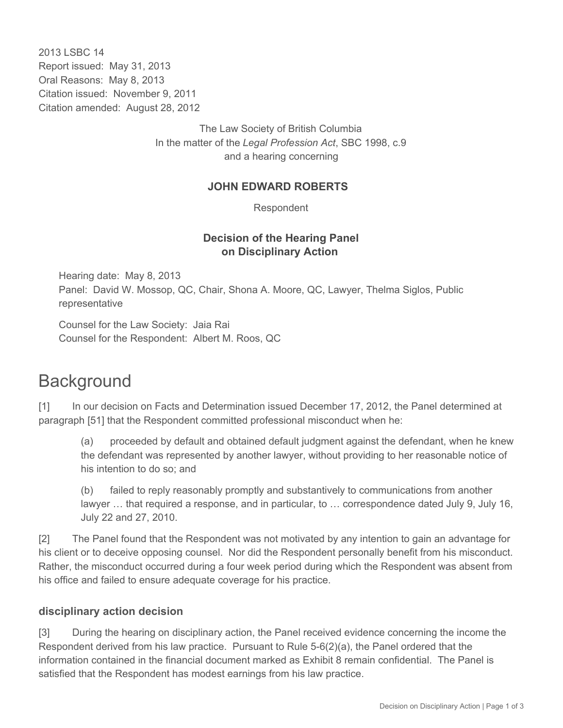2013 LSBC 14
Report issued: May 31, 2013
Oral Reasons: May 8, 2013
Citation issued: November 9, 2011
Citation amended: August 28, 2012

The Law Society of British Columbia
In the matter of the *Legal Profession Act*, SBC 1998, c.9
and a hearing concerning

**JOHN EDWARD ROBERTS**

Respondent

**Decision of the Hearing Panel on Disciplinary Action**

Hearing date: May 8, 2013
Panel: David W. Mossop, QC, Chair, Shona A. Moore, QC, Lawyer, Thelma Siglos, Public representative

Counsel for the Law Society: Jaia Rai
Counsel for the Respondent: Albert M. Roos, QC

# Background

[1] In our decision on Facts and Determination issued December 17, 2012, the Panel determined at paragraph [51] that the Respondent committed professional misconduct when he:

> (a) proceeded by default and obtained default judgment against the defendant, when he knew the defendant was represented by another lawyer, without providing to her reasonable notice of his intention to do so; and
>
> (b) failed to reply reasonably promptly and substantively to communications from another lawyer … that required a response, and in particular, to … correspondence dated July 9, July 16, July 22 and 27, 2010.

[2] The Panel found that the Respondent was not motivated by any intention to gain an advantage for his client or to deceive opposing counsel. Nor did the Respondent personally benefit from his misconduct. Rather, the misconduct occurred during a four week period during which the Respondent was absent from his office and failed to ensure adequate coverage for his practice.

## disciplinary action decision

[3] During the hearing on disciplinary action, the Panel received evidence concerning the income the Respondent derived from his law practice. Pursuant to Rule 5-6(2)(a), the Panel ordered that the information contained in the financial document marked as Exhibit 8 remain confidential. The Panel is satisfied that the Respondent has modest earnings from his law practice.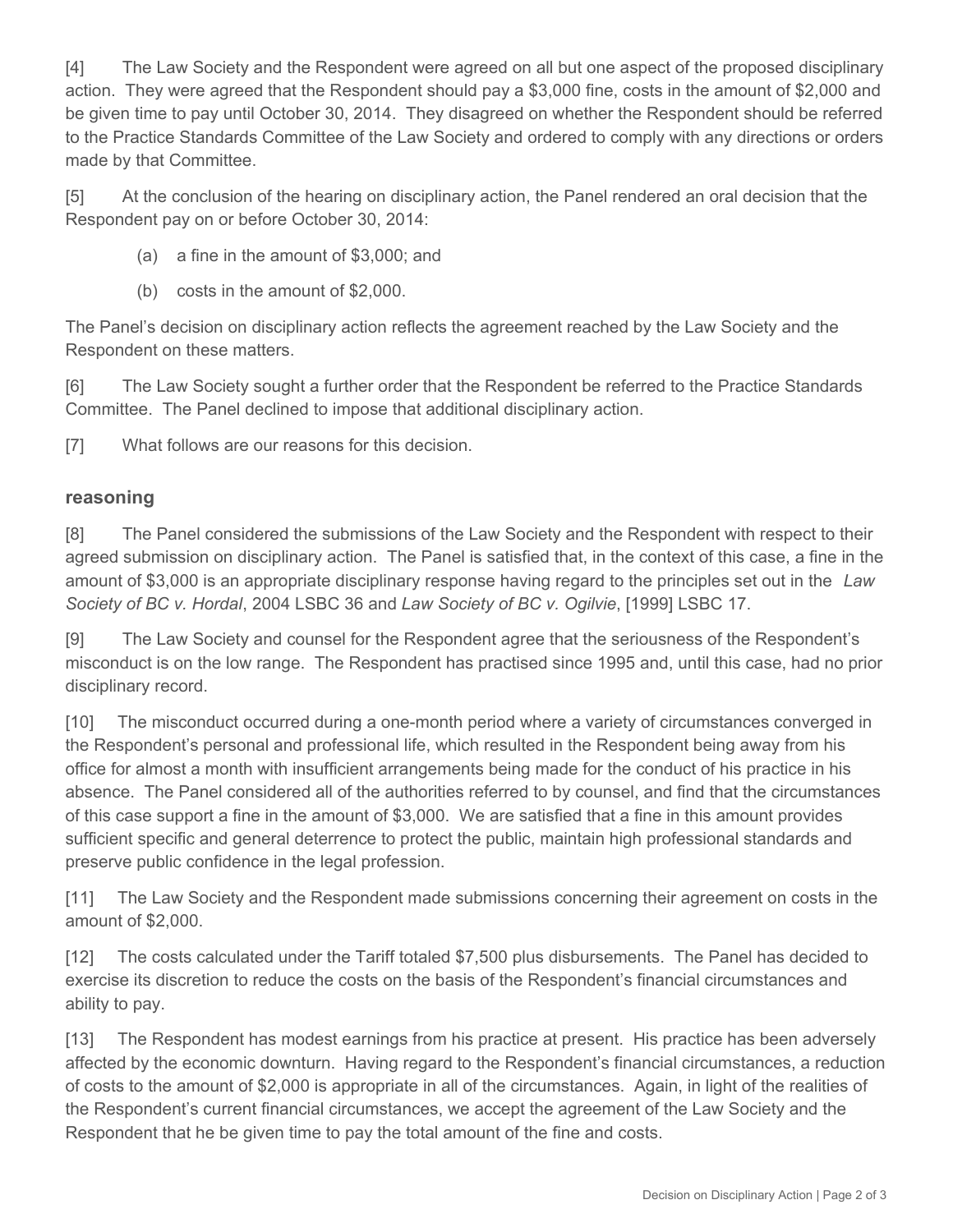[4] The Law Society and the Respondent were agreed on all but one aspect of the proposed disciplinary action. They were agreed that the Respondent should pay a $3,000 fine, costs in the amount of $2,000 and be given time to pay until October 30, 2014. They disagreed on whether the Respondent should be referred to the Practice Standards Committee of the Law Society and ordered to comply with any directions or orders made by that Committee.

[5] At the conclusion of the hearing on disciplinary action, the Panel rendered an oral decision that the Respondent pay on or before October 30, 2014:

(a) a fine in the amount of $3,000; and

(b) costs in the amount of $2,000.

The Panel's decision on disciplinary action reflects the agreement reached by the Law Society and the Respondent on these matters.

[6] The Law Society sought a further order that the Respondent be referred to the Practice Standards Committee. The Panel declined to impose that additional disciplinary action.

[7] What follows are our reasons for this decision.

## reasoning

[8] The Panel considered the submissions of the Law Society and the Respondent with respect to their agreed submission on disciplinary action. The Panel is satisfied that, in the context of this case, a fine in the amount of $3,000 is an appropriate disciplinary response having regard to the principles set out in the *Law Society of BC v. Hordal*, 2004 LSBC 36 and *Law Society of BC v. Ogilvie*, [1999] LSBC 17.

[9] The Law Society and counsel for the Respondent agree that the seriousness of the Respondent's misconduct is on the low range. The Respondent has practised since 1995 and, until this case, had no prior disciplinary record.

[10] The misconduct occurred during a one-month period where a variety of circumstances converged in the Respondent's personal and professional life, which resulted in the Respondent being away from his office for almost a month with insufficient arrangements being made for the conduct of his practice in his absence. The Panel considered all of the authorities referred to by counsel, and find that the circumstances of this case support a fine in the amount of $3,000. We are satisfied that a fine in this amount provides sufficient specific and general deterrence to protect the public, maintain high professional standards and preserve public confidence in the legal profession.

[11] The Law Society and the Respondent made submissions concerning their agreement on costs in the amount of $2,000.

[12] The costs calculated under the Tariff totaled $7,500 plus disbursements. The Panel has decided to exercise its discretion to reduce the costs on the basis of the Respondent's financial circumstances and ability to pay.

[13] The Respondent has modest earnings from his practice at present. His practice has been adversely affected by the economic downturn. Having regard to the Respondent's financial circumstances, a reduction of costs to the amount of $2,000 is appropriate in all of the circumstances. Again, in light of the realities of the Respondent's current financial circumstances, we accept the agreement of the Law Society and the Respondent that he be given time to pay the total amount of the fine and costs.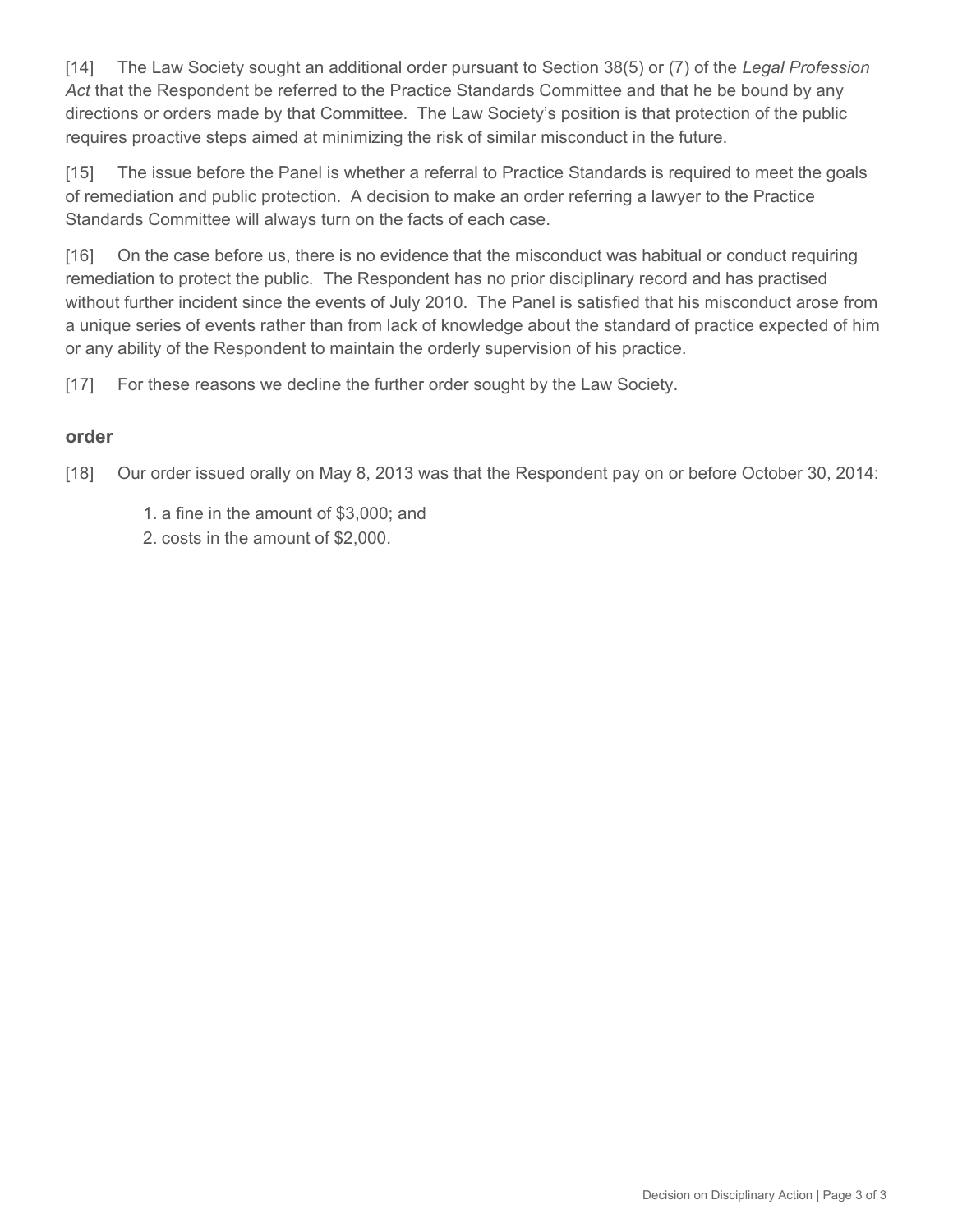[14] The Law Society sought an additional order pursuant to Section 38(5) or (7) of the *Legal Profession Act* that the Respondent be referred to the Practice Standards Committee and that he be bound by any directions or orders made by that Committee. The Law Society's position is that protection of the public requires proactive steps aimed at minimizing the risk of similar misconduct in the future.

[15] The issue before the Panel is whether a referral to Practice Standards is required to meet the goals of remediation and public protection. A decision to make an order referring a lawyer to the Practice Standards Committee will always turn on the facts of each case.

[16] On the case before us, there is no evidence that the misconduct was habitual or conduct requiring remediation to protect the public. The Respondent has no prior disciplinary record and has practised without further incident since the events of July 2010. The Panel is satisfied that his misconduct arose from a unique series of events rather than from lack of knowledge about the standard of practice expected of him or any ability of the Respondent to maintain the orderly supervision of his practice.

[17] For these reasons we decline the further order sought by the Law Society.

## order

[18] Our order issued orally on May 8, 2013 was that the Respondent pay on or before October 30, 2014:

1. a fine in the amount of $3,000; and
2. costs in the amount of $2,000.